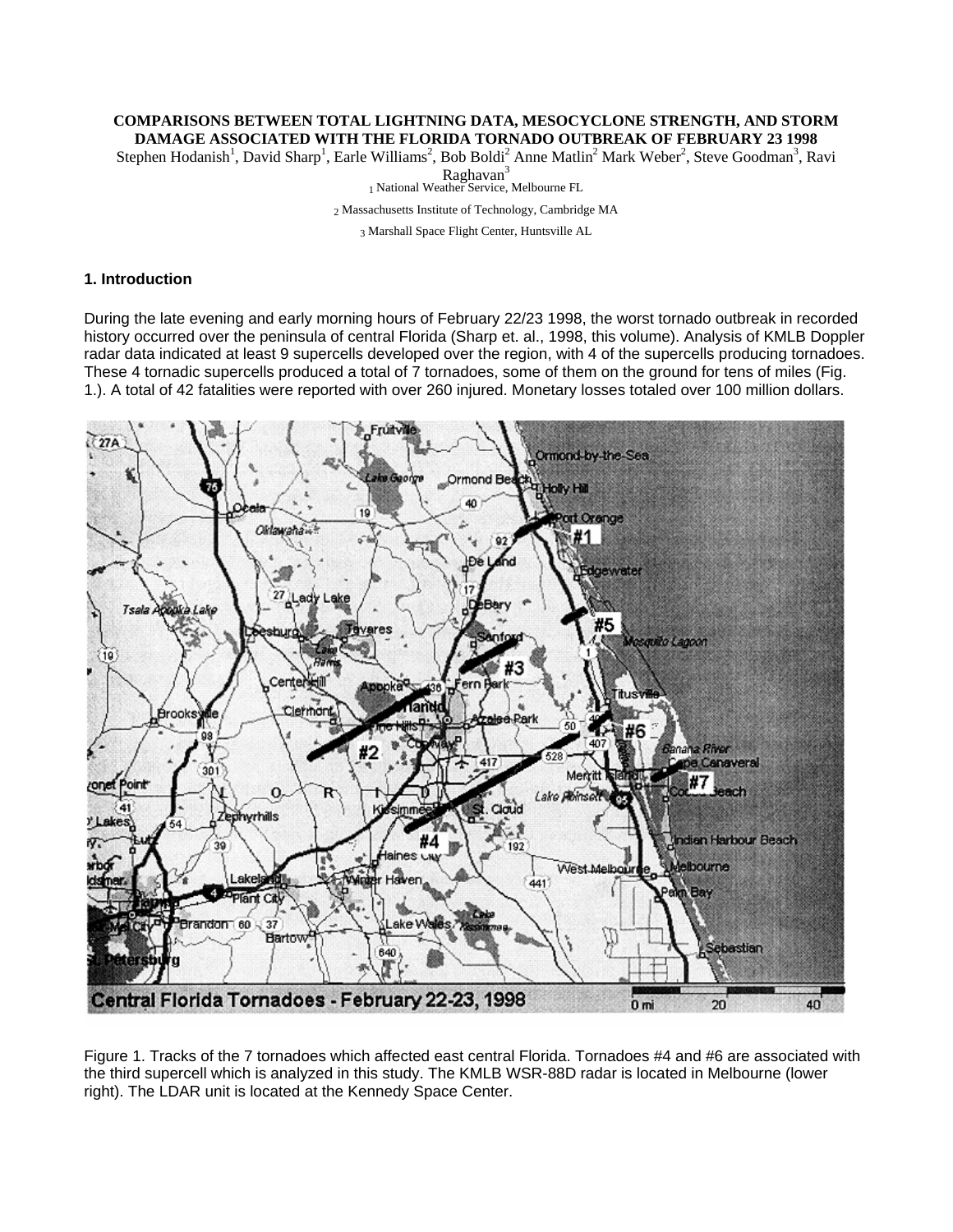**COMPARISONS BETWEEN TOTAL LIGHTNING DATA, MESOCYCLONE STRENGTH, AND STORM DAMAGE ASSOCIATED WITH THE FLORIDA TORNADO OUTBREAK OF FEBRUARY 23 1998**

Stephen Hodanish[1], David Sharp[1], Earle Williams[2], Bob Boldi[2] Anne Matlin[2] Mark Weber[2], Steve Goodman[3], Ravi Raghavan[3]

[1] National Weather Service, Melbourne FL

[2] Massachusetts Institute of Technology, Cambridge MA

[3] Marshall Space Flight Center, Huntsville AL

## 1. Introduction

During the late evening and early morning hours of February 22/23 1998, the worst tornado outbreak in recorded history occurred over the peninsula of central Florida (Sharp et. al., 1998, this volume). Analysis of KMLB Doppler radar data indicated at least 9 supercells developed over the region, with 4 of the supercells producing tornadoes. These 4 tornadic supercells produced a total of 7 tornadoes, some of them on the ground for tens of miles (Fig. 1.). A total of 42 fatalities were reported with over 260 injured. Monetary losses totaled over 100 million dollars.

Figure 1. Tracks of the 7 tornadoes which affected east central Florida. Tornadoes #4 and #6 are associated with the third supercell which is analyzed in this study. The KMLB WSR-88D radar is located in Melbourne (lower right). The LDAR unit is located at the Kennedy Space Center.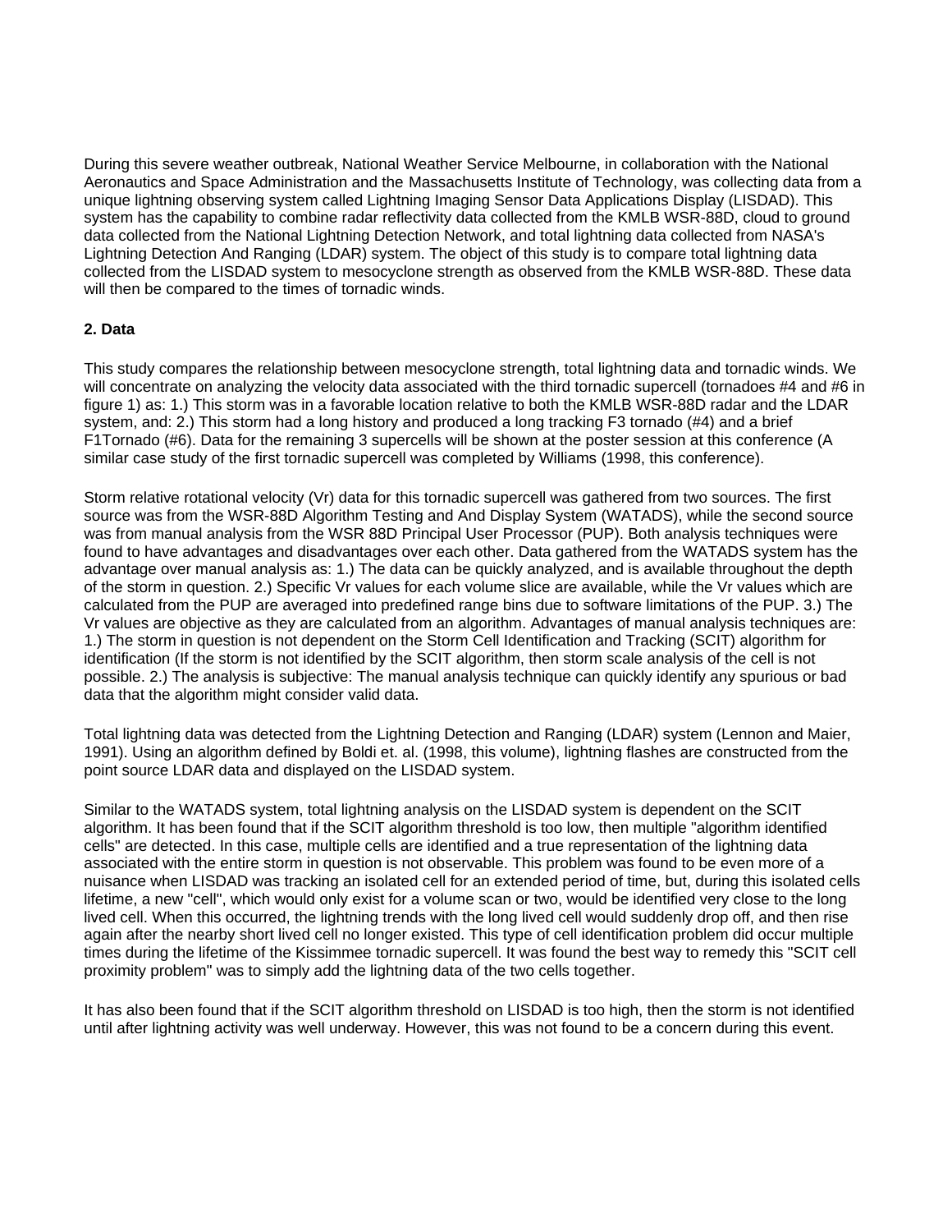During this severe weather outbreak, National Weather Service Melbourne, in collaboration with the National Aeronautics and Space Administration and the Massachusetts Institute of Technology, was collecting data from a unique lightning observing system called Lightning Imaging Sensor Data Applications Display (LISDAD). This system has the capability to combine radar reflectivity data collected from the KMLB WSR-88D, cloud to ground data collected from the National Lightning Detection Network, and total lightning data collected from NASA's Lightning Detection And Ranging (LDAR) system. The object of this study is to compare total lightning data collected from the LISDAD system to mesocyclone strength as observed from the KMLB WSR-88D. These data will then be compared to the times of tornadic winds.

**2. Data**

This study compares the relationship between mesocyclone strength, total lightning data and tornadic winds. We will concentrate on analyzing the velocity data associated with the third tornadic supercell (tornadoes #4 and #6 in figure 1) as: 1.) This storm was in a favorable location relative to both the KMLB WSR-88D radar and the LDAR system, and: 2.) This storm had a long history and produced a long tracking F3 tornado (#4) and a brief F1Tornado (#6). Data for the remaining 3 supercells will be shown at the poster session at this conference (A similar case study of the first tornadic supercell was completed by Williams (1998, this conference).

Storm relative rotational velocity (Vr) data for this tornadic supercell was gathered from two sources. The first source was from the WSR-88D Algorithm Testing and And Display System (WATADS), while the second source was from manual analysis from the WSR 88D Principal User Processor (PUP). Both analysis techniques were found to have advantages and disadvantages over each other. Data gathered from the WATADS system has the advantage over manual analysis as: 1.) The data can be quickly analyzed, and is available throughout the depth of the storm in question. 2.) Specific Vr values for each volume slice are available, while the Vr values which are calculated from the PUP are averaged into predefined range bins due to software limitations of the PUP. 3.) The Vr values are objective as they are calculated from an algorithm. Advantages of manual analysis techniques are: 1.) The storm in question is not dependent on the Storm Cell Identification and Tracking (SCIT) algorithm for identification (If the storm is not identified by the SCIT algorithm, then storm scale analysis of the cell is not possible. 2.) The analysis is subjective: The manual analysis technique can quickly identify any spurious or bad data that the algorithm might consider valid data.

Total lightning data was detected from the Lightning Detection and Ranging (LDAR) system (Lennon and Maier, 1991). Using an algorithm defined by Boldi et. al. (1998, this volume), lightning flashes are constructed from the point source LDAR data and displayed on the LISDAD system.

Similar to the WATADS system, total lightning analysis on the LISDAD system is dependent on the SCIT algorithm. It has been found that if the SCIT algorithm threshold is too low, then multiple "algorithm identified cells" are detected. In this case, multiple cells are identified and a true representation of the lightning data associated with the entire storm in question is not observable. This problem was found to be even more of a nuisance when LISDAD was tracking an isolated cell for an extended period of time, but, during this isolated cells lifetime, a new "cell", which would only exist for a volume scan or two, would be identified very close to the long lived cell. When this occurred, the lightning trends with the long lived cell would suddenly drop off, and then rise again after the nearby short lived cell no longer existed. This type of cell identification problem did occur multiple times during the lifetime of the Kissimmee tornadic supercell. It was found the best way to remedy this "SCIT cell proximity problem" was to simply add the lightning data of the two cells together.

It has also been found that if the SCIT algorithm threshold on LISDAD is too high, then the storm is not identified until after lightning activity was well underway. However, this was not found to be a concern during this event.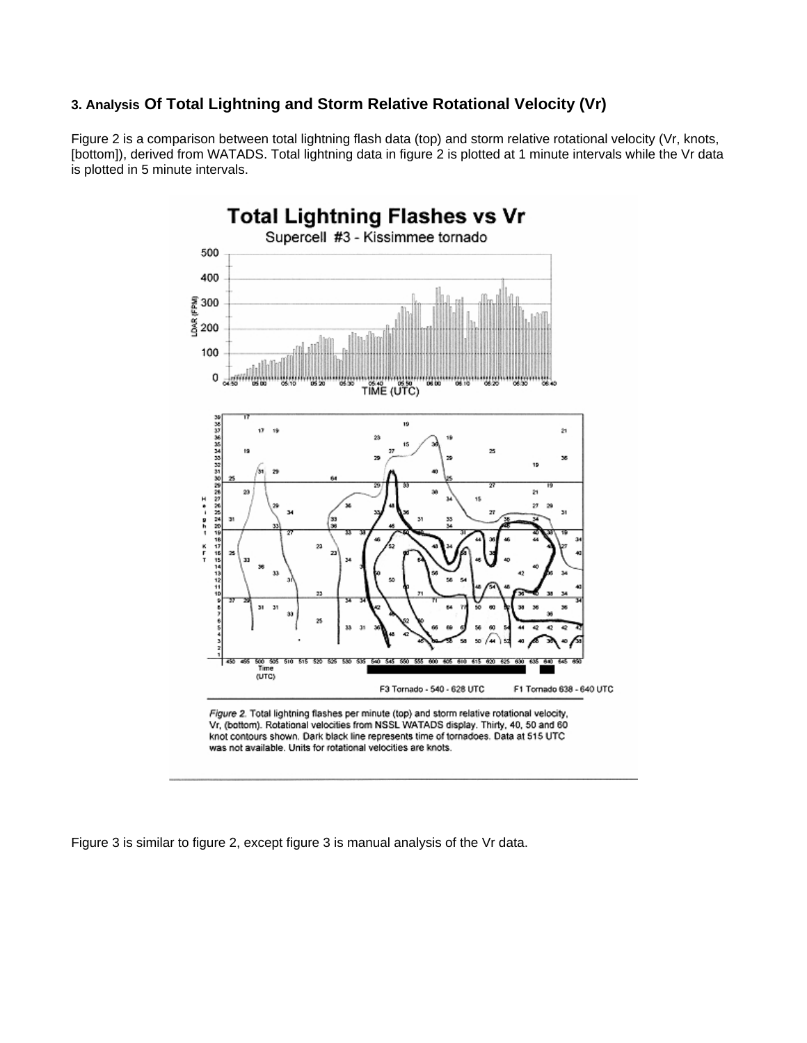### 3. Analysis Of Total Lightning and Storm Relative Rotational Velocity (Vr)

Figure 2 is a comparison between total lightning flash data (top) and storm relative rotational velocity (Vr, knots, [bottom]), derived from WATADS. Total lightning data in figure 2 is plotted at 1 minute intervals while the Vr data is plotted in 5 minute intervals.

*Figure 2.* Total lightning flashes per minute (top) and storm relative rotational velocity, Vr, (bottom). Rotational velocities from NSSL WATADS display. Thirty, 40, 50 and 60 knot contours shown. Dark black line represents time of tornadoes. Data at 515 UTC was not available. Units for rotational velocities are knots.

Figure 3 is similar to figure 2, except figure 3 is manual analysis of the Vr data.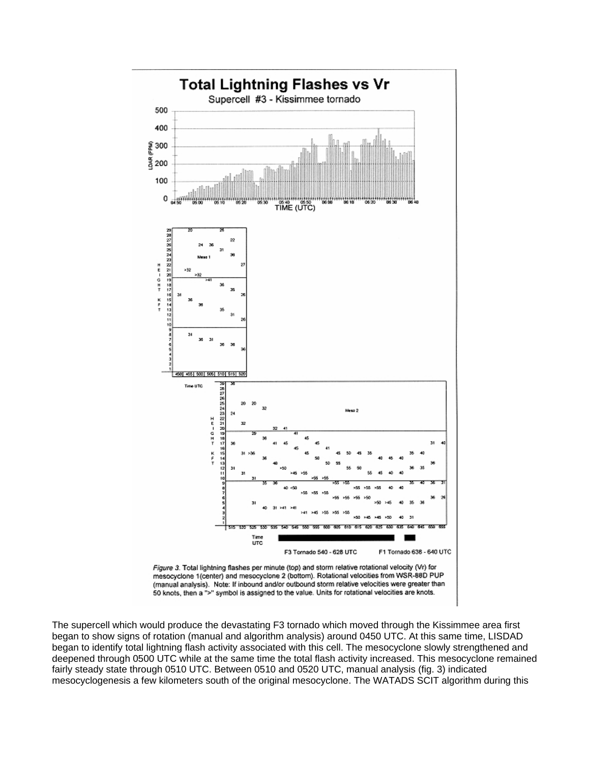*Figure 3. Total lightning flashes per minute (top) and storm relative rotational velocity (Vr) for mesocyclone 1(center) and mesocyclone 2 (bottom). Rotational velocities from WSR-88D PUP (manual analysis). Note: If inbound and/or outbound storm relative velocities were greater than 50 knots, then a ">" symbol is assigned to the value. Units for rotational velocities are knots.*

The supercell which would produce the devastating F3 tornado which moved through the Kissimmee area first began to show signs of rotation (manual and algorithm analysis) around 0450 UTC. At this same time, LISDAD began to identify total lightning flash activity associated with this cell. The mesocyclone slowly strengthened and deepened through 0500 UTC while at the same time the total flash activity increased. This mesocyclone remained fairly steady state through 0510 UTC. Between 0510 and 0520 UTC, manual analysis (fig. 3) indicated mesocyclogenesis a few kilometers south of the original mesocyclone. The WATADS SCIT algorithm during this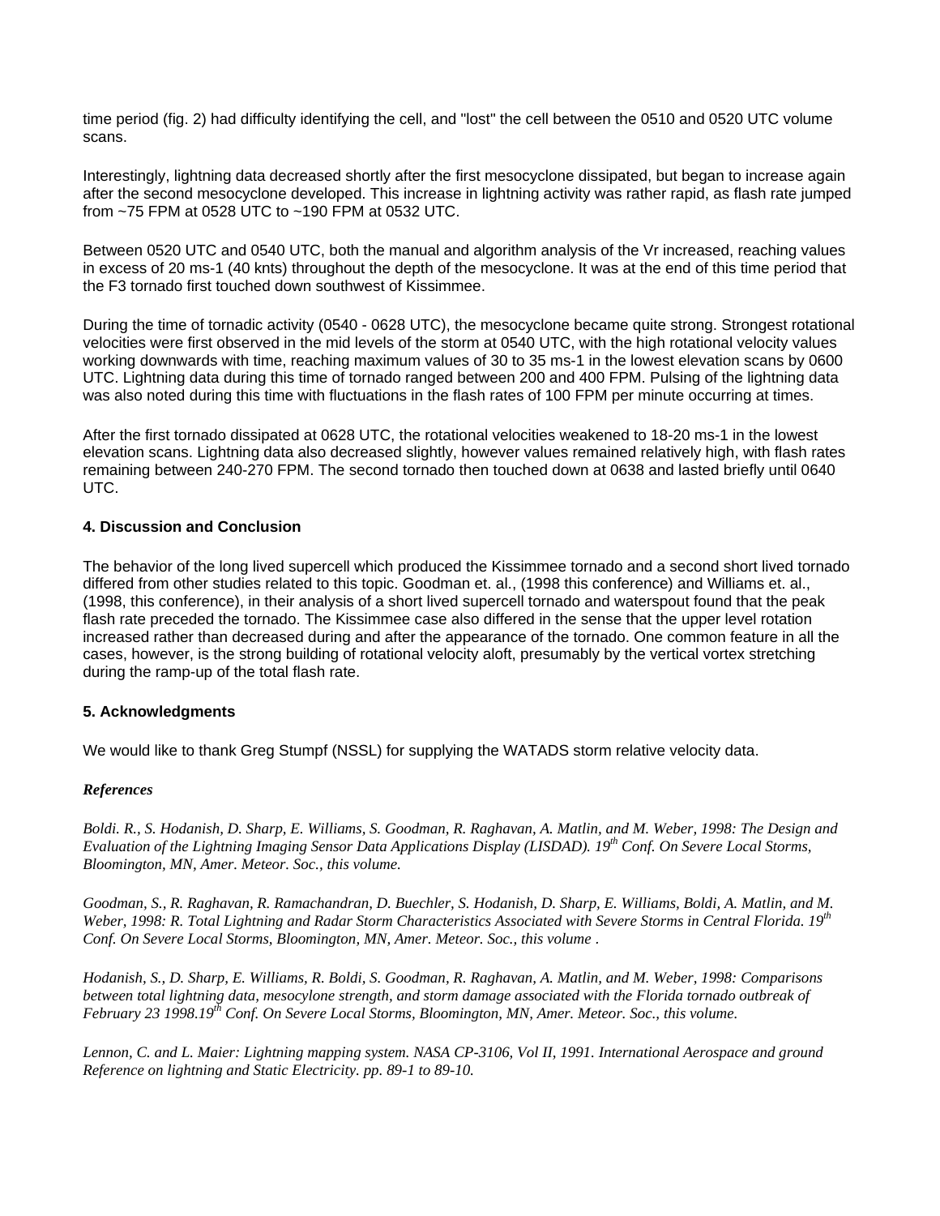time period (fig. 2) had difficulty identifying the cell, and "lost" the cell between the 0510 and 0520 UTC volume scans.

Interestingly, lightning data decreased shortly after the first mesocyclone dissipated, but began to increase again after the second mesocyclone developed. This increase in lightning activity was rather rapid, as flash rate jumped from ~75 FPM at 0528 UTC to ~190 FPM at 0532 UTC.

Between 0520 UTC and 0540 UTC, both the manual and algorithm analysis of the Vr increased, reaching values in excess of 20 ms-1 (40 knts) throughout the depth of the mesocyclone. It was at the end of this time period that the F3 tornado first touched down southwest of Kissimmee.

During the time of tornadic activity (0540 - 0628 UTC), the mesocyclone became quite strong. Strongest rotational velocities were first observed in the mid levels of the storm at 0540 UTC, with the high rotational velocity values working downwards with time, reaching maximum values of 30 to 35 ms-1 in the lowest elevation scans by 0600 UTC. Lightning data during this time of tornado ranged between 200 and 400 FPM. Pulsing of the lightning data was also noted during this time with fluctuations in the flash rates of 100 FPM per minute occurring at times.

After the first tornado dissipated at 0628 UTC, the rotational velocities weakened to 18-20 ms-1 in the lowest elevation scans. Lightning data also decreased slightly, however values remained relatively high, with flash rates remaining between 240-270 FPM. The second tornado then touched down at 0638 and lasted briefly until 0640 UTC.

### 4. Discussion and Conclusion

The behavior of the long lived supercell which produced the Kissimmee tornado and a second short lived tornado differed from other studies related to this topic. Goodman et. al., (1998 this conference) and Williams et. al., (1998, this conference), in their analysis of a short lived supercell tornado and waterspout found that the peak flash rate preceded the tornado. The Kissimmee case also differed in the sense that the upper level rotation increased rather than decreased during and after the appearance of the tornado. One common feature in all the cases, however, is the strong building of rotational velocity aloft, presumably by the vertical vortex stretching during the ramp-up of the total flash rate.

### 5. Acknowledgments

We would like to thank Greg Stumpf (NSSL) for supplying the WATADS storm relative velocity data.

***References***

*Boldi. R., S. Hodanish, D. Sharp, E. Williams, S. Goodman, R. Raghavan, A. Matlin, and M. Weber, 1998: The Design and Evaluation of the Lightning Imaging Sensor Data Applications Display (LISDAD). 19th Conf. On Severe Local Storms, Bloomington, MN, Amer. Meteor. Soc., this volume.*

*Goodman, S., R. Raghavan, R. Ramachandran, D. Buechler, S. Hodanish, D. Sharp, E. Williams, Boldi, A. Matlin, and M. Weber, 1998: R. Total Lightning and Radar Storm Characteristics Associated with Severe Storms in Central Florida. 19th Conf. On Severe Local Storms, Bloomington, MN, Amer. Meteor. Soc., this volume .*

*Hodanish, S., D. Sharp, E. Williams, R. Boldi, S. Goodman, R. Raghavan, A. Matlin, and M. Weber, 1998: Comparisons between total lightning data, mesocylone strength, and storm damage associated with the Florida tornado outbreak of February 23 1998.19th Conf. On Severe Local Storms, Bloomington, MN, Amer. Meteor. Soc., this volume.*

*Lennon, C. and L. Maier: Lightning mapping system. NASA CP-3106, Vol II, 1991. International Aerospace and ground Reference on lightning and Static Electricity. pp. 89-1 to 89-10.*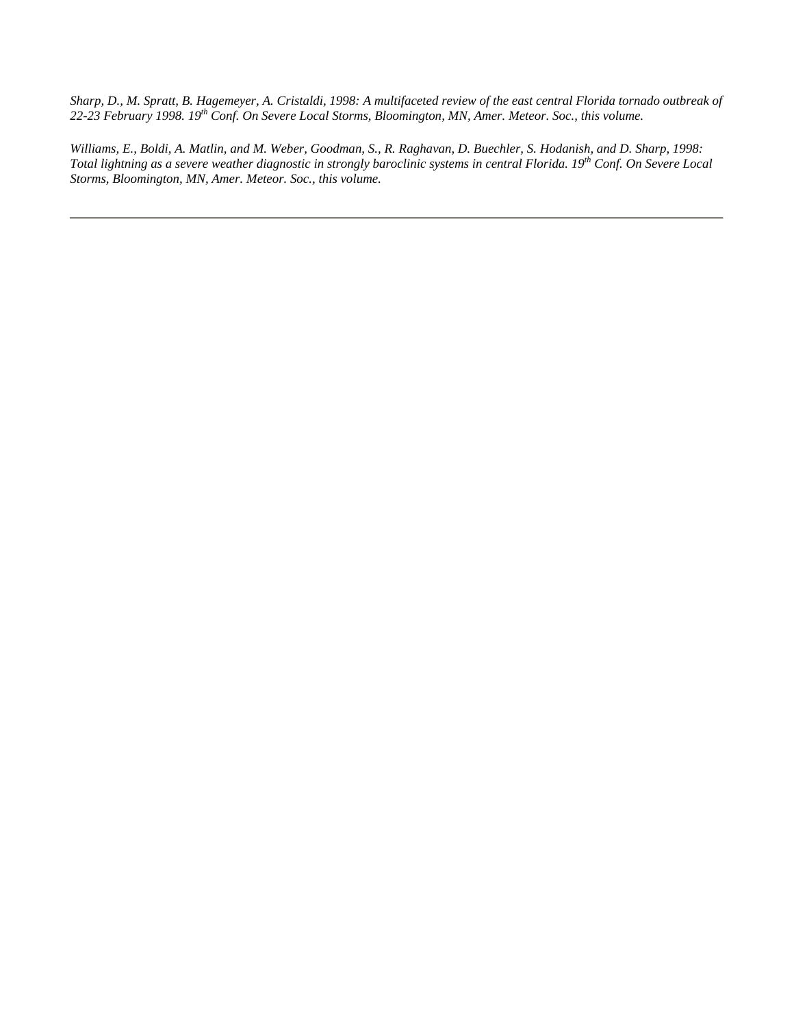*Sharp, D., M. Spratt, B. Hagemeyer, A. Cristaldi, 1998: A multifaceted review of the east central Florida tornado outbreak of 22-23 February 1998. 19th Conf. On Severe Local Storms, Bloomington, MN, Amer. Meteor. Soc., this volume.*

*Williams, E., Boldi, A. Matlin, and M. Weber, Goodman, S., R. Raghavan, D. Buechler, S. Hodanish, and D. Sharp, 1998: Total lightning as a severe weather diagnostic in strongly baroclinic systems in central Florida. 19th Conf. On Severe Local Storms, Bloomington, MN, Amer. Meteor. Soc., this volume.*

---